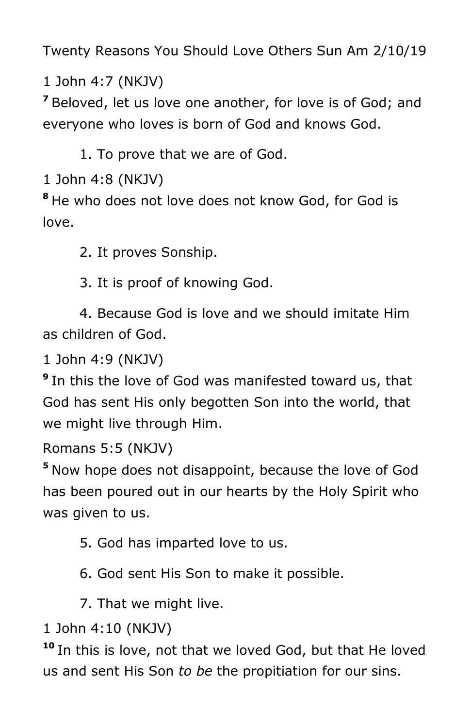Twenty Reasons You Should Love Others Sun Am 2/10/19

1 John 4:7 (NKJV)

**7** Beloved, let us love one another, for love is of God; and everyone who loves is born of God and knows God.

1. To prove that we are of God.

1 John 4:8 (NKJV)

**8** He who does not love does not know God, for God is love.

2. It proves Sonship.

3. It is proof of knowing God.

4. Because God is love and we should imitate Him as children of God.

1 John 4:9 (NKJV)

**9** In this the love of God was manifested toward us, that God has sent His only begotten Son into the world, that we might live through Him.

Romans 5:5 (NKJV)

**5** Now hope does not disappoint, because the love of God has been poured out in our hearts by the Holy Spirit who was given to us.

5. God has imparted love to us.

6. God sent His Son to make it possible.

7. That we might live.

1 John 4:10 (NKJV)

**10** In this is love, not that we loved God, but that He loved us and sent His Son *to be* the propitiation for our sins.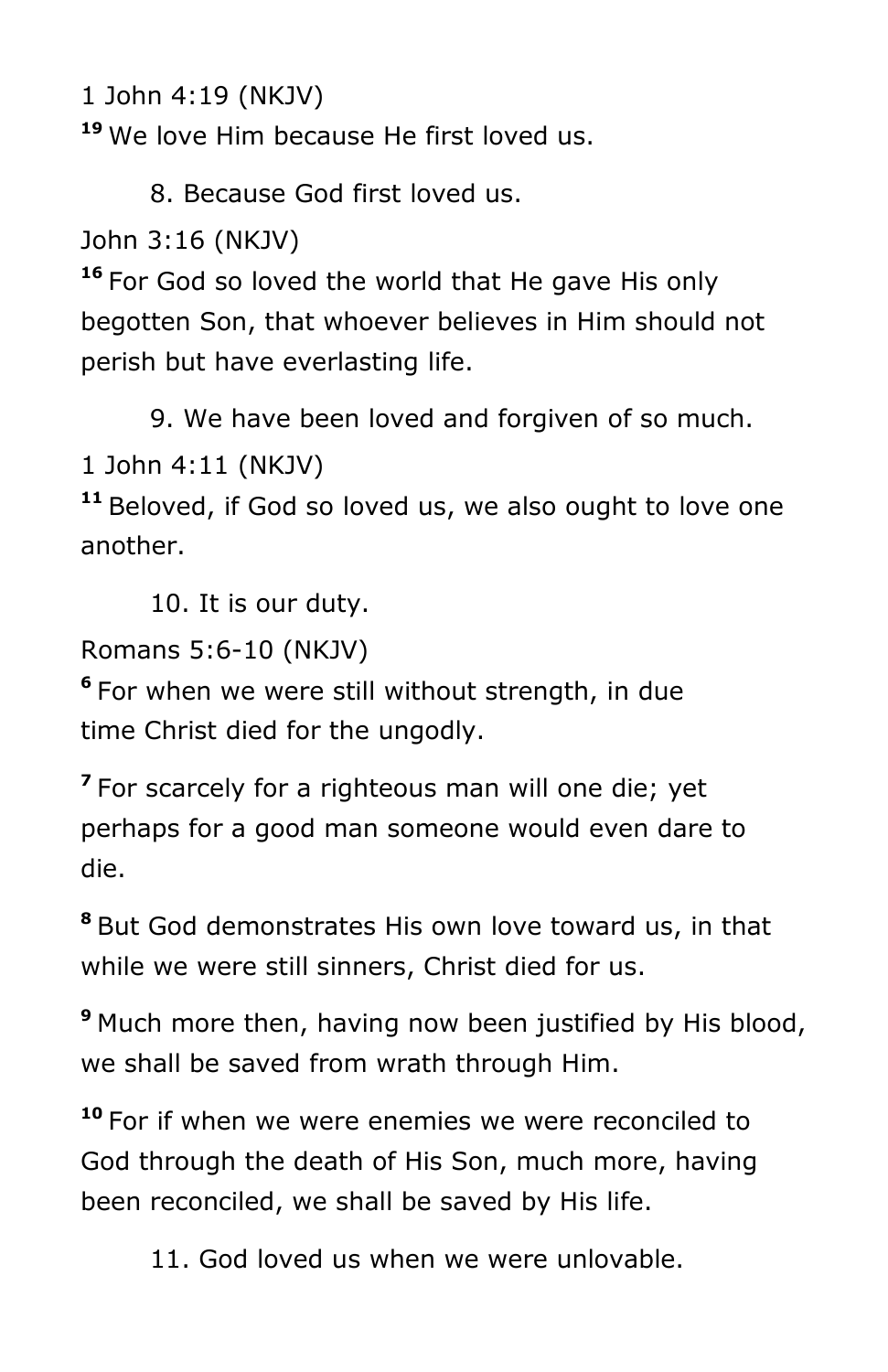1 John 4:19 (NKJV)

[19] We love Him because He first loved us.

8. Because God first loved us.

John 3:16 (NKJV)

[16] For God so loved the world that He gave His only begotten Son, that whoever believes in Him should not perish but have everlasting life.

9. We have been loved and forgiven of so much.

1 John 4:11 (NKJV)

[11] Beloved, if God so loved us, we also ought to love one another.

10. It is our duty.

Romans 5:6-10 (NKJV)

[6] For when we were still without strength, in due time Christ died for the ungodly.

[7] For scarcely for a righteous man will one die; yet perhaps for a good man someone would even dare to die.

[8] But God demonstrates His own love toward us, in that while we were still sinners, Christ died for us.

[9] Much more then, having now been justified by His blood, we shall be saved from wrath through Him.

[10] For if when we were enemies we were reconciled to God through the death of His Son, much more, having been reconciled, we shall be saved by His life.

11. God loved us when we were unlovable.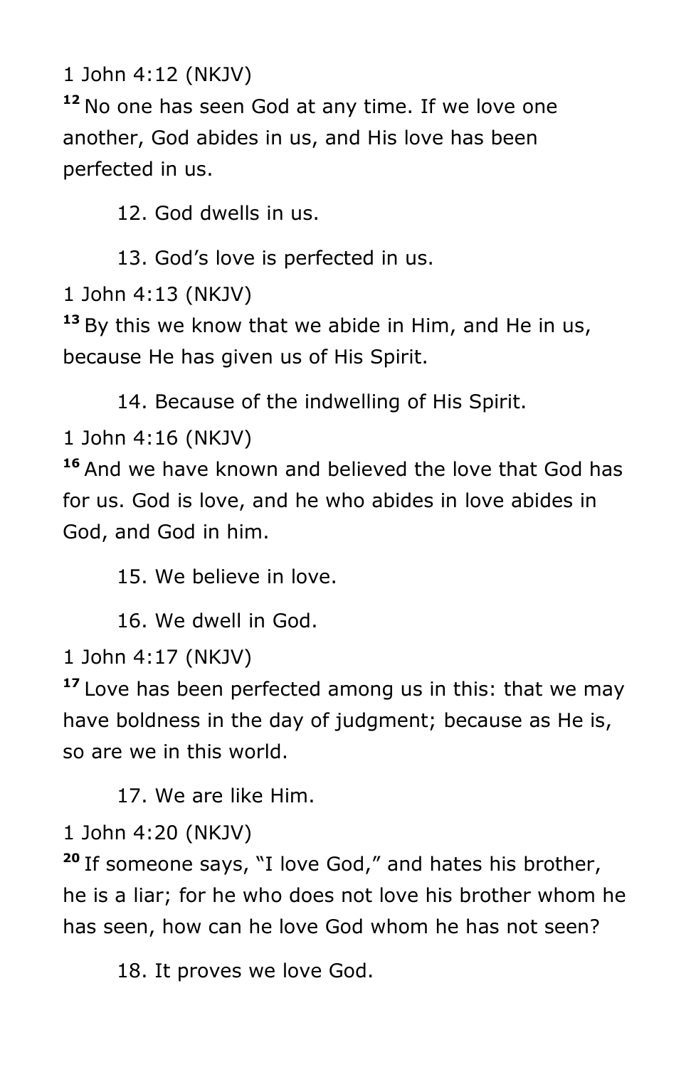1 John 4:12 (NKJV)

**12** No one has seen God at any time. If we love one another, God abides in us, and His love has been perfected in us.

12. God dwells in us.

13. God's love is perfected in us.

1 John 4:13 (NKJV)

**13** By this we know that we abide in Him, and He in us, because He has given us of His Spirit.

14. Because of the indwelling of His Spirit.

1 John 4:16 (NKJV)

**16** And we have known and believed the love that God has for us. God is love, and he who abides in love abides in God, and God in him.

15. We believe in love.

16. We dwell in God.

1 John 4:17 (NKJV)

**17** Love has been perfected among us in this: that we may have boldness in the day of judgment; because as He is, so are we in this world.

17. We are like Him.

1 John 4:20 (NKJV)

**20** If someone says, "I love God," and hates his brother, he is a liar; for he who does not love his brother whom he has seen, how can he love God whom he has not seen?

18. It proves we love God.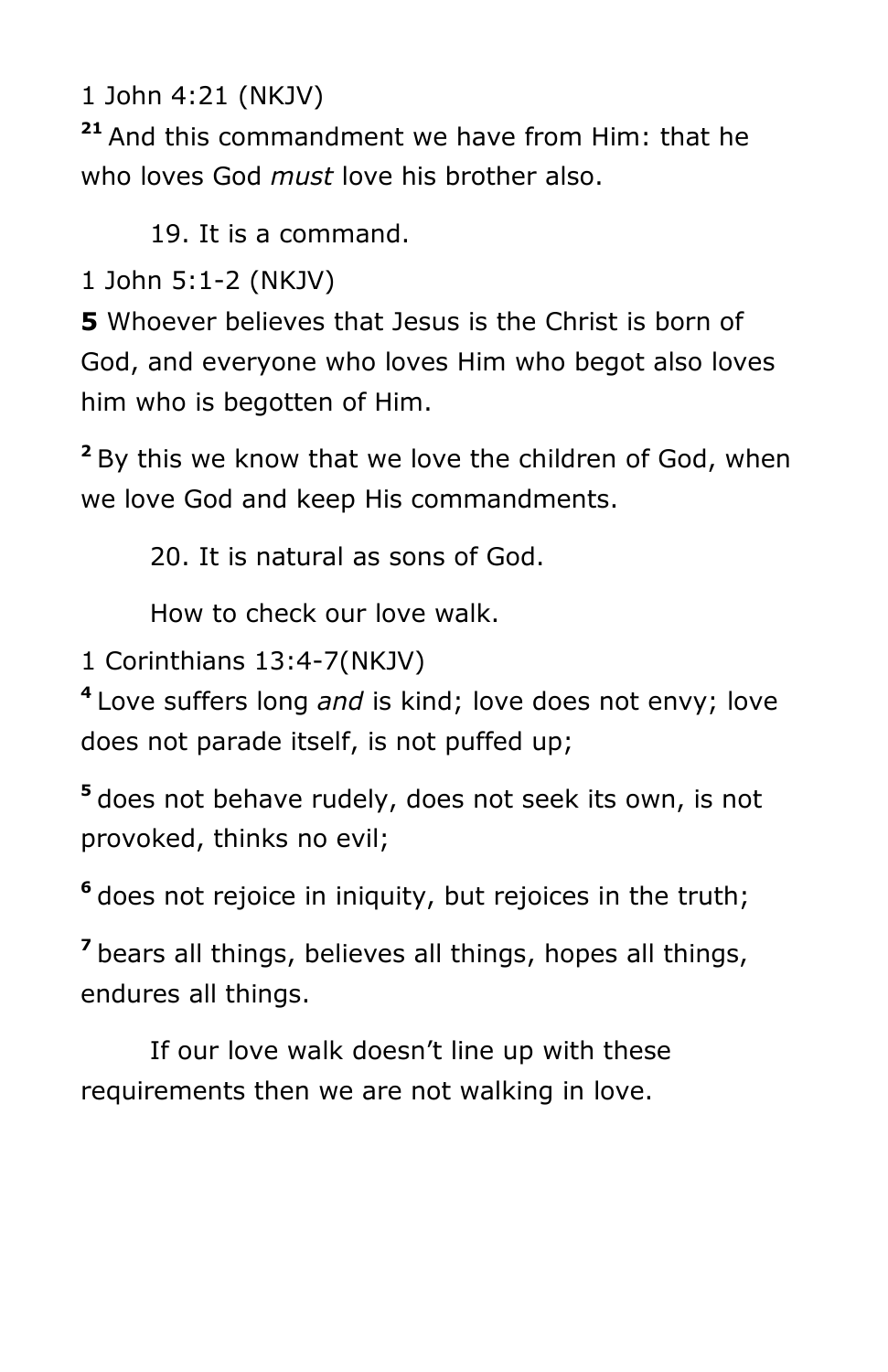1 John 4:21 (NKJV)
**21** And this commandment we have from Him: that he who loves God *must* love his brother also.

19. It is a command.

1 John 5:1-2 (NKJV)
**5** Whoever believes that Jesus is the Christ is born of God, and everyone who loves Him who begot also loves him who is begotten of Him.

**2** By this we know that we love the children of God, when we love God and keep His commandments.

20. It is natural as sons of God.

How to check our love walk.

1 Corinthians 13:4-7(NKJV)
**4** Love suffers long *and* is kind; love does not envy; love does not parade itself, is not puffed up;

**5** does not behave rudely, does not seek its own, is not provoked, thinks no evil;

**6** does not rejoice in iniquity, but rejoices in the truth;

**7** bears all things, believes all things, hopes all things, endures all things.

If our love walk doesn't line up with these requirements then we are not walking in love.